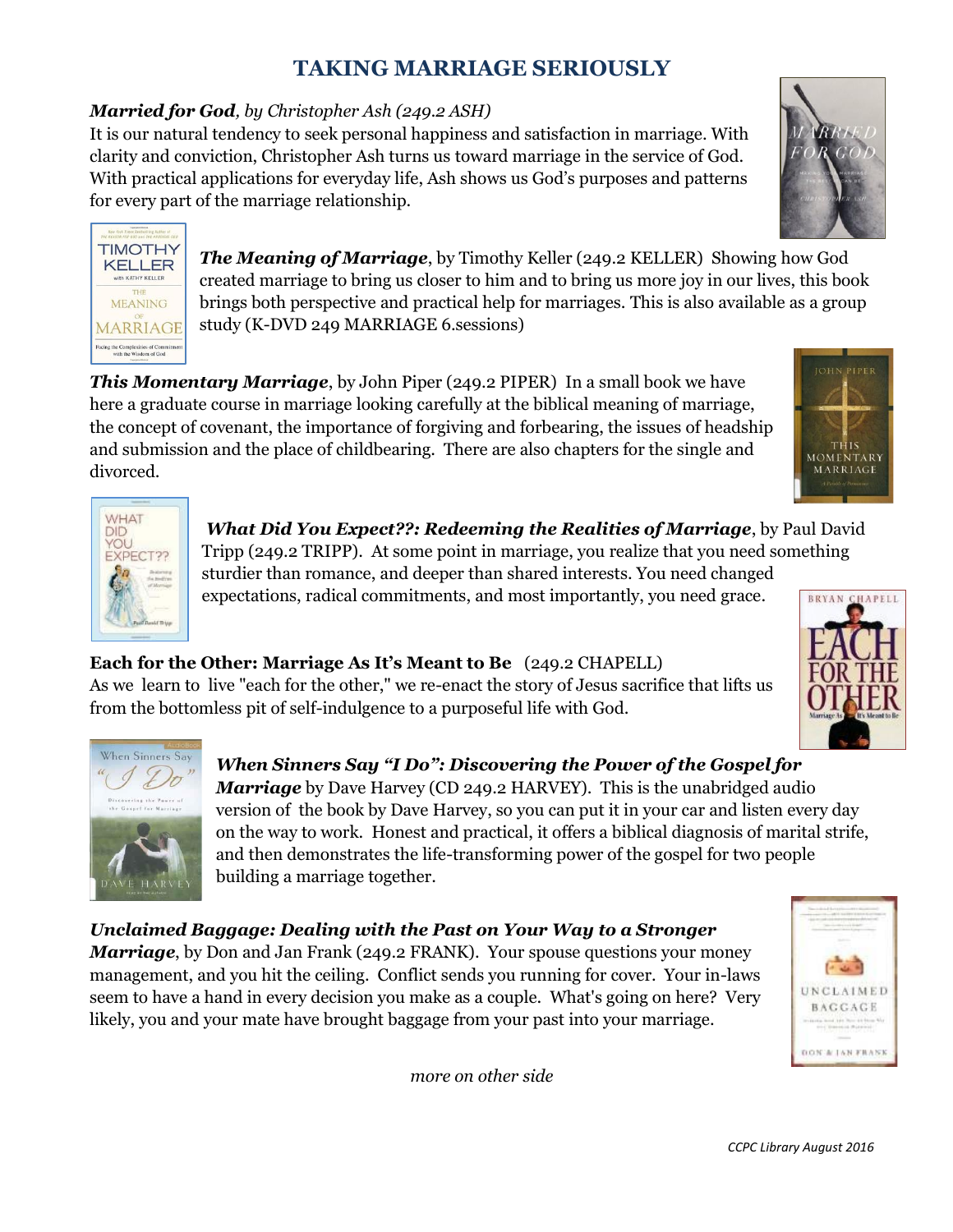# TAKING MARRIAGE SERIOUSLY

***Married for God**, by Christopher Ash (249.2 ASH)*
It is our natural tendency to seek personal happiness and satisfaction in marriage. With clarity and conviction, Christopher Ash turns us toward marriage in the service of God. With practical applications for everyday life, Ash shows us God's purposes and patterns for every part of the marriage relationship.

***The Meaning of Marriage***, by Timothy Keller (249.2 KELLER) Showing how God created marriage to bring us closer to him and to bring us more joy in our lives, this book brings both perspective and practical help for marriages. This is also available as a group study (K-DVD 249 MARRIAGE 6.sessions)

***This Momentary Marriage***, by John Piper (249.2 PIPER) In a small book we have here a graduate course in marriage looking carefully at the biblical meaning of marriage, the concept of covenant, the importance of forgiving and forbearing, the issues of headship and submission and the place of childbearing. There are also chapters for the single and divorced.

***What Did You Expect??: Redeeming the Realities of Marriage***, by Paul David Tripp (249.2 TRIPP). At some point in marriage, you realize that you need something sturdier than romance, and deeper than shared interests. You need changed expectations, radical commitments, and most importantly, you need grace.

**Each for the Other: Marriage As It's Meant to Be** (249.2 CHAPELL)
As we learn to live "each for the other," we re-enact the story of Jesus sacrifice that lifts us from the bottomless pit of self-indulgence to a purposeful life with God.

***When Sinners Say "I Do": Discovering the Power of the Gospel for Marriage*** by Dave Harvey (CD 249.2 HARVEY). This is the unabridged audio version of the book by Dave Harvey, so you can put it in your car and listen every day on the way to work. Honest and practical, it offers a biblical diagnosis of marital strife, and then demonstrates the life-transforming power of the gospel for two people building a marriage together.

***Unclaimed Baggage: Dealing with the Past on Your Way to a Stronger Marriage***, by Don and Jan Frank (249.2 FRANK). Your spouse questions your money management, and you hit the ceiling. Conflict sends you running for cover. Your in-laws seem to have a hand in every decision you make as a couple. What's going on here? Very likely, you and your mate have brought baggage from your past into your marriage.

*more on other side*

*CCPC Library August 2016*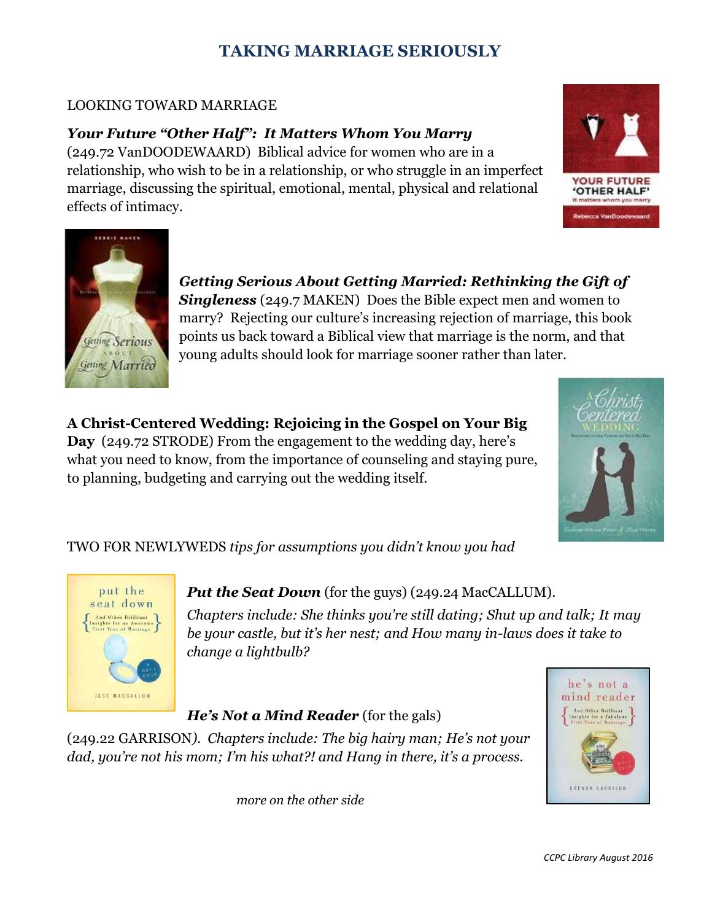# TAKING MARRIAGE SERIOUSLY

LOOKING TOWARD MARRIAGE

***Your Future "Other Half": It Matters Whom You Marry*** (249.72 VanDOODEWAARD) Biblical advice for women who are in a relationship, who wish to be in a relationship, or who struggle in an imperfect marriage, discussing the spiritual, emotional, mental, physical and relational effects of intimacy.

***Getting Serious About Getting Married: Rethinking the Gift of Singleness*** (249.7 MAKEN) Does the Bible expect men and women to marry? Rejecting our culture's increasing rejection of marriage, this book points us back toward a Biblical view that marriage is the norm, and that young adults should look for marriage sooner rather than later.

**A Christ-Centered Wedding: Rejoicing in the Gospel on Your Big Day** (249.72 STRODE) From the engagement to the wedding day, here's what you need to know, from the importance of counseling and staying pure, to planning, budgeting and carrying out the wedding itself.

TWO FOR NEWLYWEDS *tips for assumptions you didn't know you had*

***Put the Seat Down*** (for the guys) (249.24 MacCALLUM).
*Chapters include: She thinks you're still dating; Shut up and talk; It may be your castle, but it's her nest; and How many in-laws does it take to change a lightbulb?*

***He's Not a Mind Reader*** (for the gals) (249.22 GARRISON). *Chapters include: The big hairy man; He's not your dad, you're not his mom; I'm his what?! and Hang in there, it's a process.*

*more on the other side*

*CCPC Library August 2016*